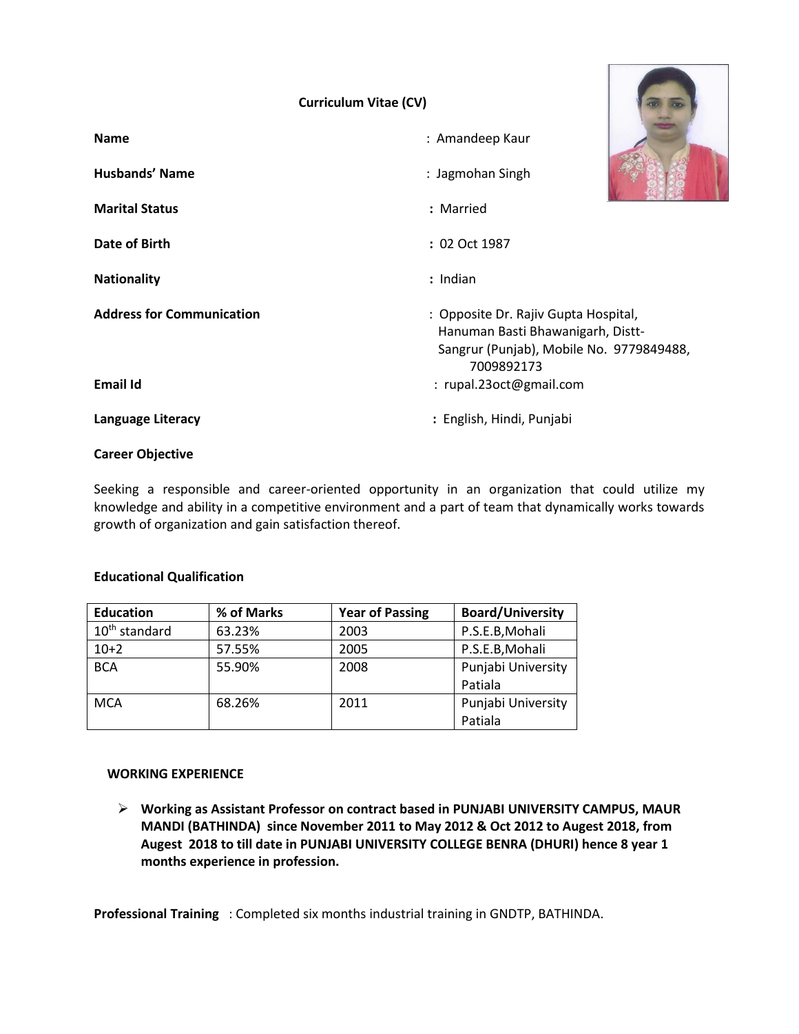# Curriculum Vitae (CV)

**Name** : Amandeep Kaur

**Husbands' Name** : Jagmohan Singh

**Marital Status** : Married

**Date of Birth** : 02 Oct 1987

**Nationality** : Indian

**Address for Communication** : Opposite Dr. Rajiv Gupta Hospital, Hanuman Basti Bhawanigarh, Distt- Sangrur (Punjab), Mobile No. 9779849488, 7009892173

**Email Id** : rupal.23oct@gmail.com

**Language Literacy** : English, Hindi, Punjabi

**Career Objective**

Seeking a responsible and career-oriented opportunity in an organization that could utilize my knowledge and ability in a competitive environment and a part of team that dynamically works towards growth of organization and gain satisfaction thereof.

**Educational Qualification**

| Education | % of Marks | Year of Passing | Board/University |
|---|---|---|---|
| $10^{th}$ standard | 63.23% | 2003 | P.S.E.B,Mohali |
| 10+2 | 57.55% | 2005 | P.S.E.B,Mohali |
| BCA | 55.90% | 2008 | Punjabi University Patiala |
| MCA | 68.26% | 2011 | Punjabi University Patiala |

**WORKING EXPERIENCE**

- **Working as Assistant Professor on contract based in PUNJABI UNIVERSITY CAMPUS, MAUR MANDI (BATHINDA) since November 2011 to May 2012 & Oct 2012 to Augest 2018, from Augest 2018 to till date in PUNJABI UNIVERSITY COLLEGE BENRA (DHURI) hence 8 year 1 months experience in profession.**

**Professional Training** : Completed six months industrial training in GNDTP, BATHINDA.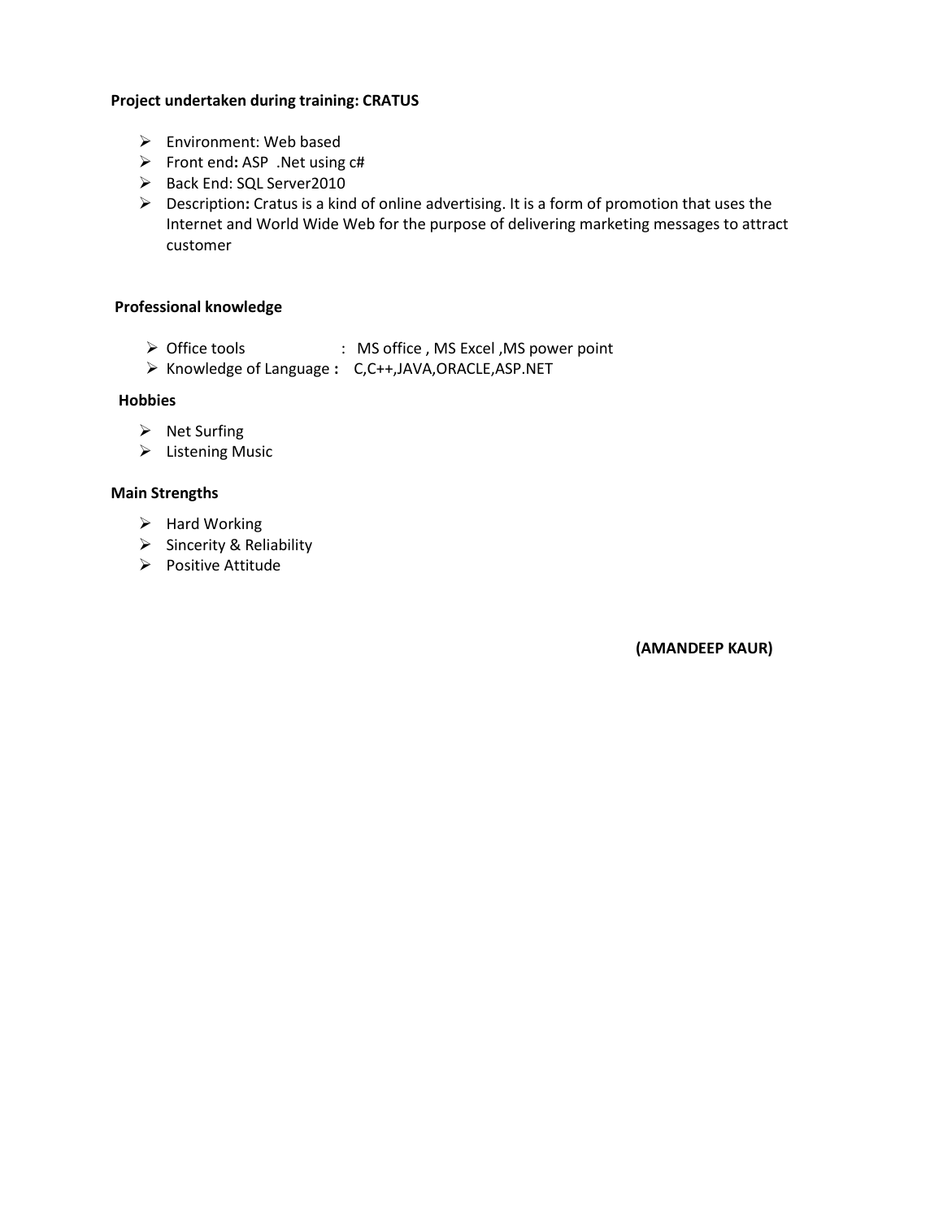**Project undertaken during training: CRATUS**

- Environment: Web based
- Front end**:** ASP .Net using c#
- Back End: SQL Server2010
- Description**:** Cratus is a kind of online advertising. It is a form of promotion that uses the Internet and World Wide Web for the purpose of delivering marketing messages to attract customer

**Professional knowledge**

- Office tools : MS office , MS Excel ,MS power point
- Knowledge of Language **:** C,C++,JAVA,ORACLE,ASP.NET

**Hobbies**

- Net Surfing
- Listening Music

**Main Strengths**

- Hard Working
- Sincerity & Reliability
- Positive Attitude

**(AMANDEEP KAUR)**